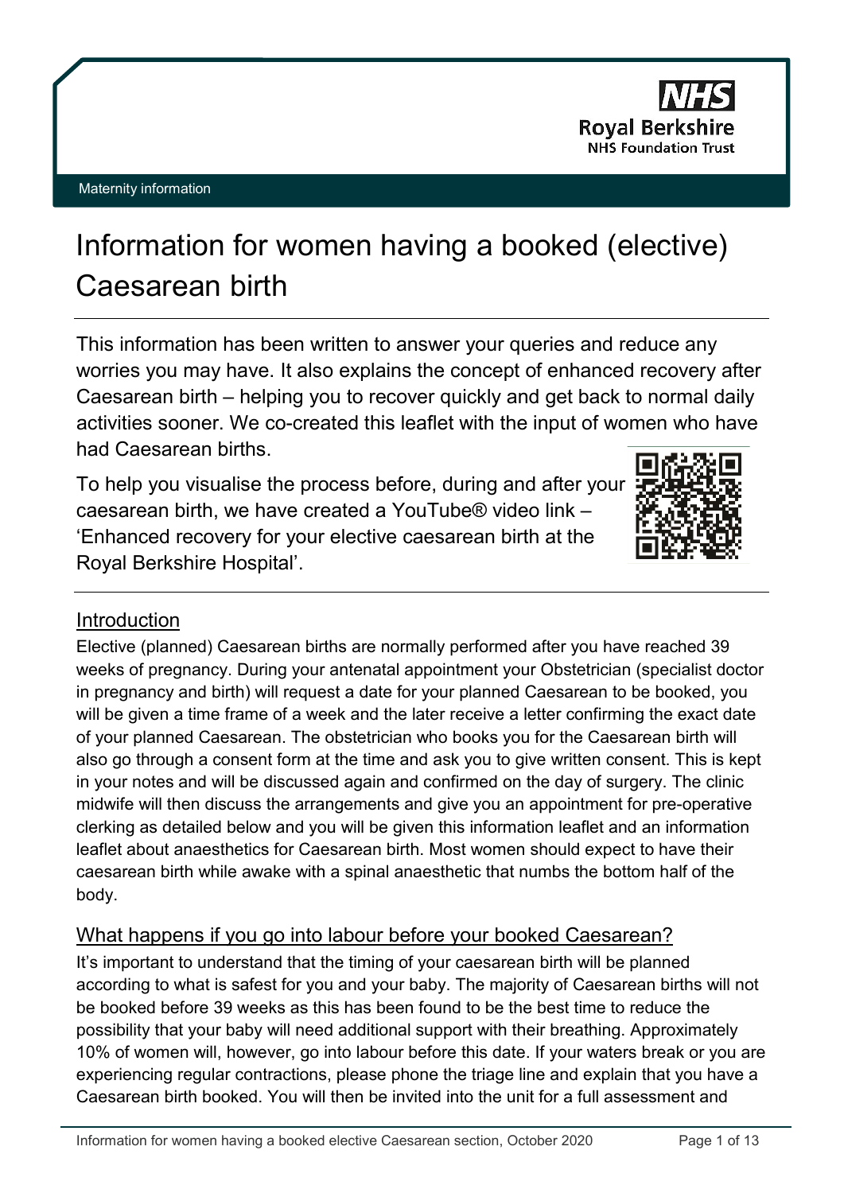NHS
Royal Berkshire
NHS Foundation Trust

Maternity information

# Information for women having a booked (elective) Caesarean birth

This information has been written to answer your queries and reduce any worries you may have. It also explains the concept of enhanced recovery after Caesarean birth – helping you to recover quickly and get back to normal daily activities sooner. We co-created this leaflet with the input of women who have had Caesarean births.

To help you visualise the process before, during and after your caesarean birth, we have created a YouTube® video link – 'Enhanced recovery for your elective caesarean birth at the Royal Berkshire Hospital'.

## Introduction

Elective (planned) Caesarean births are normally performed after you have reached 39 weeks of pregnancy. During your antenatal appointment your Obstetrician (specialist doctor in pregnancy and birth) will request a date for your planned Caesarean to be booked, you will be given a time frame of a week and the later receive a letter confirming the exact date of your planned Caesarean. The obstetrician who books you for the Caesarean birth will also go through a consent form at the time and ask you to give written consent. This is kept in your notes and will be discussed again and confirmed on the day of surgery. The clinic midwife will then discuss the arrangements and give you an appointment for pre-operative clerking as detailed below and you will be given this information leaflet and an information leaflet about anaesthetics for Caesarean birth. Most women should expect to have their caesarean birth while awake with a spinal anaesthetic that numbs the bottom half of the body.

## What happens if you go into labour before your booked Caesarean?

It's important to understand that the timing of your caesarean birth will be planned according to what is safest for you and your baby. The majority of Caesarean births will not be booked before 39 weeks as this has been found to be the best time to reduce the possibility that your baby will need additional support with their breathing. Approximately 10% of women will, however, go into labour before this date. If your waters break or you are experiencing regular contractions, please phone the triage line and explain that you have a Caesarean birth booked. You will then be invited into the unit for a full assessment and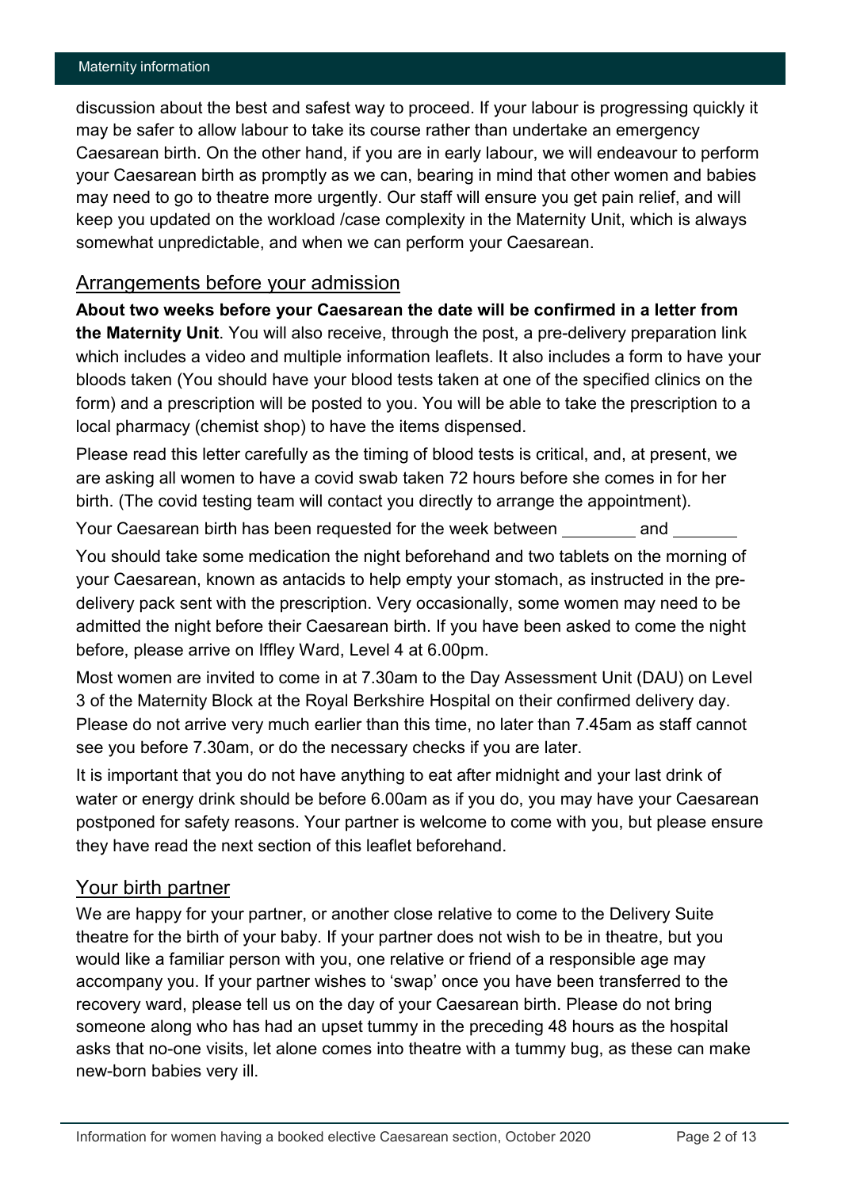discussion about the best and safest way to proceed. If your labour is progressing quickly it may be safer to allow labour to take its course rather than undertake an emergency Caesarean birth. On the other hand, if you are in early labour, we will endeavour to perform your Caesarean birth as promptly as we can, bearing in mind that other women and babies may need to go to theatre more urgently. Our staff will ensure you get pain relief, and will keep you updated on the workload /case complexity in the Maternity Unit, which is always somewhat unpredictable, and when we can perform your Caesarean.

## Arrangements before your admission

**About two weeks before your Caesarean the date will be confirmed in a letter from the Maternity Unit**. You will also receive, through the post, a pre-delivery preparation link which includes a video and multiple information leaflets. It also includes a form to have your bloods taken (You should have your blood tests taken at one of the specified clinics on the form) and a prescription will be posted to you. You will be able to take the prescription to a local pharmacy (chemist shop) to have the items dispensed.

Please read this letter carefully as the timing of blood tests is critical, and, at present, we are asking all women to have a covid swab taken 72 hours before she comes in for her birth. (The covid testing team will contact you directly to arrange the appointment).

Your Caesarean birth has been requested for the week between ________ and _______

You should take some medication the night beforehand and two tablets on the morning of your Caesarean, known as antacids to help empty your stomach, as instructed in the pre-delivery pack sent with the prescription. Very occasionally, some women may need to be admitted the night before their Caesarean birth. If you have been asked to come the night before, please arrive on Iffley Ward, Level 4 at 6.00pm.

Most women are invited to come in at 7.30am to the Day Assessment Unit (DAU) on Level 3 of the Maternity Block at the Royal Berkshire Hospital on their confirmed delivery day. Please do not arrive very much earlier than this time, no later than 7.45am as staff cannot see you before 7.30am, or do the necessary checks if you are later.

It is important that you do not have anything to eat after midnight and your last drink of water or energy drink should be before 6.00am as if you do, you may have your Caesarean postponed for safety reasons. Your partner is welcome to come with you, but please ensure they have read the next section of this leaflet beforehand.

## Your birth partner

We are happy for your partner, or another close relative to come to the Delivery Suite theatre for the birth of your baby. If your partner does not wish to be in theatre, but you would like a familiar person with you, one relative or friend of a responsible age may accompany you. If your partner wishes to 'swap' once you have been transferred to the recovery ward, please tell us on the day of your Caesarean birth. Please do not bring someone along who has had an upset tummy in the preceding 48 hours as the hospital asks that no-one visits, let alone comes into theatre with a tummy bug, as these can make new-born babies very ill.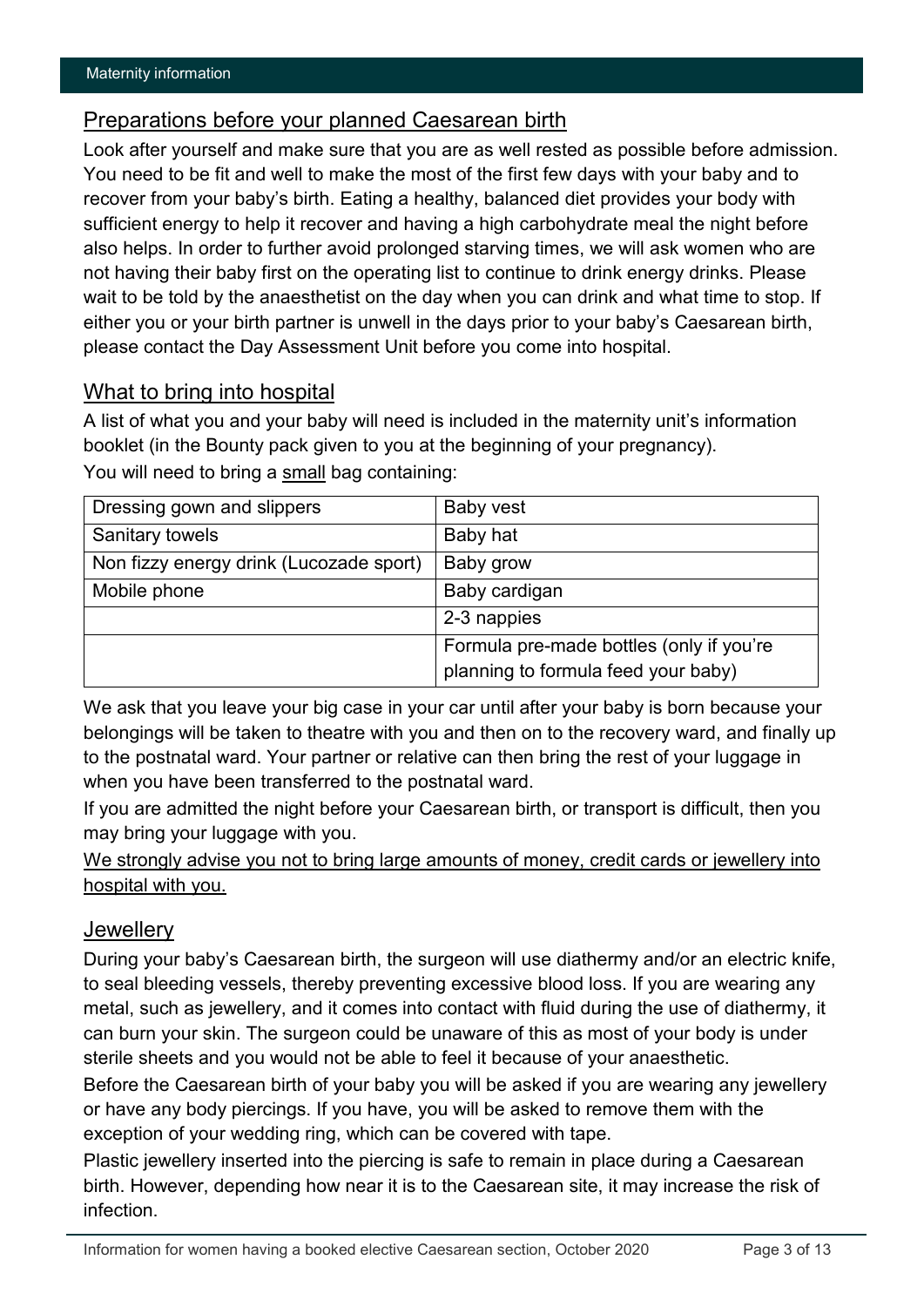## Preparations before your planned Caesarean birth

Look after yourself and make sure that you are as well rested as possible before admission. You need to be fit and well to make the most of the first few days with your baby and to recover from your baby's birth. Eating a healthy, balanced diet provides your body with sufficient energy to help it recover and having a high carbohydrate meal the night before also helps. In order to further avoid prolonged starving times, we will ask women who are not having their baby first on the operating list to continue to drink energy drinks. Please wait to be told by the anaesthetist on the day when you can drink and what time to stop. If either you or your birth partner is unwell in the days prior to your baby's Caesarean birth, please contact the Day Assessment Unit before you come into hospital.

## What to bring into hospital

A list of what you and your baby will need is included in the maternity unit's information booklet (in the Bounty pack given to you at the beginning of your pregnancy).

You will need to bring a small bag containing:

| Dressing gown and slippers | Baby vest |
|---|---|
| Sanitary towels | Baby hat |
| Non fizzy energy drink (Lucozade sport) | Baby grow |
| Mobile phone | Baby cardigan |
| | 2-3 nappies |
| | Formula pre-made bottles (only if you're planning to formula feed your baby) |

We ask that you leave your big case in your car until after your baby is born because your belongings will be taken to theatre with you and then on to the recovery ward, and finally up to the postnatal ward. Your partner or relative can then bring the rest of your luggage in when you have been transferred to the postnatal ward.

If you are admitted the night before your Caesarean birth, or transport is difficult, then you may bring your luggage with you.

We strongly advise you not to bring large amounts of money, credit cards or jewellery into hospital with you.

## Jewellery

During your baby's Caesarean birth, the surgeon will use diathermy and/or an electric knife, to seal bleeding vessels, thereby preventing excessive blood loss. If you are wearing any metal, such as jewellery, and it comes into contact with fluid during the use of diathermy, it can burn your skin. The surgeon could be unaware of this as most of your body is under sterile sheets and you would not be able to feel it because of your anaesthetic.

Before the Caesarean birth of your baby you will be asked if you are wearing any jewellery or have any body piercings. If you have, you will be asked to remove them with the exception of your wedding ring, which can be covered with tape.

Plastic jewellery inserted into the piercing is safe to remain in place during a Caesarean birth. However, depending how near it is to the Caesarean site, it may increase the risk of infection.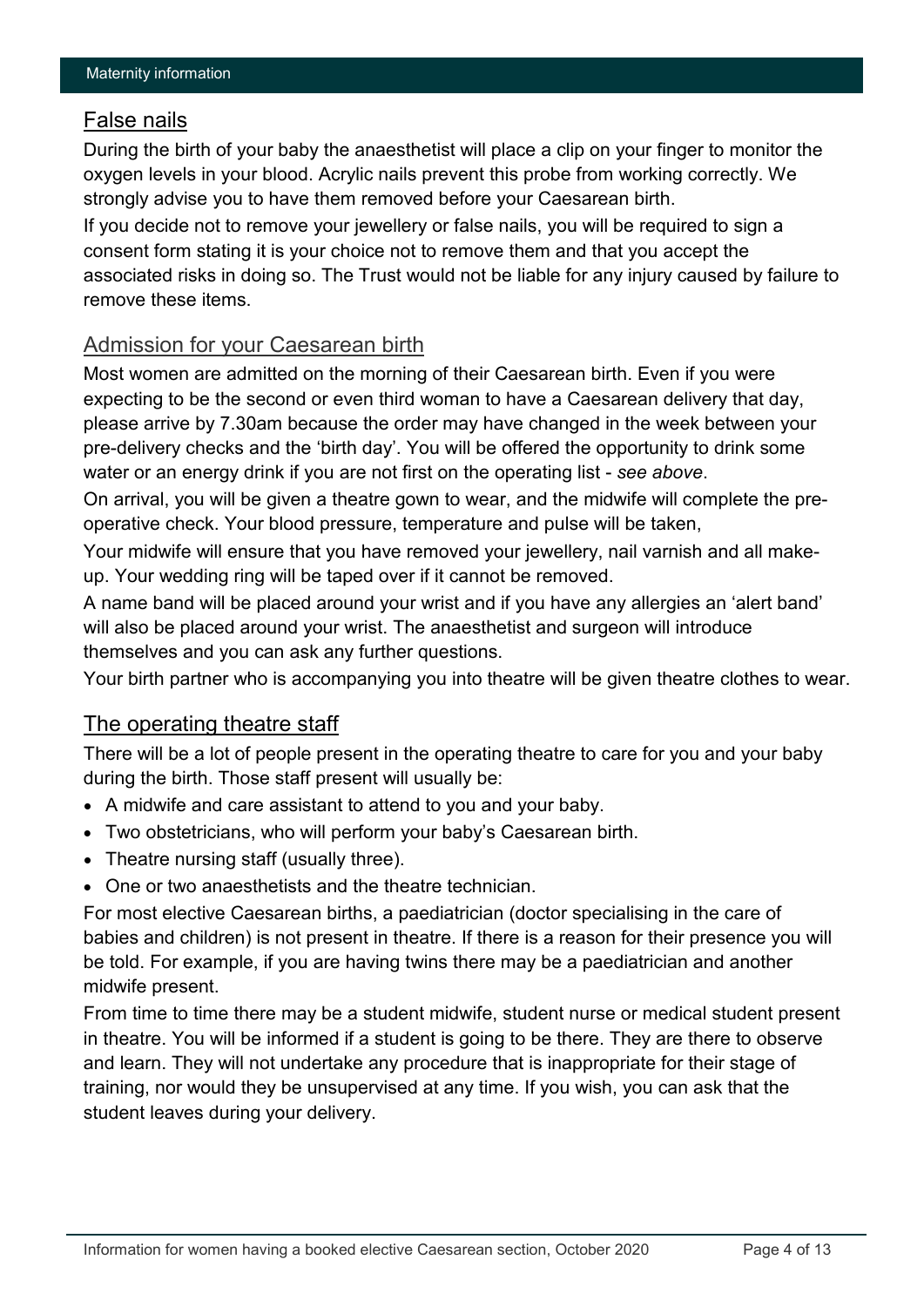## False nails

During the birth of your baby the anaesthetist will place a clip on your finger to monitor the oxygen levels in your blood. Acrylic nails prevent this probe from working correctly. We strongly advise you to have them removed before your Caesarean birth.

If you decide not to remove your jewellery or false nails, you will be required to sign a consent form stating it is your choice not to remove them and that you accept the associated risks in doing so. The Trust would not be liable for any injury caused by failure to remove these items.

## Admission for your Caesarean birth

Most women are admitted on the morning of their Caesarean birth. Even if you were expecting to be the second or even third woman to have a Caesarean delivery that day, please arrive by 7.30am because the order may have changed in the week between your pre-delivery checks and the 'birth day'. You will be offered the opportunity to drink some water or an energy drink if you are not first on the operating list - *see above*.

On arrival, you will be given a theatre gown to wear, and the midwife will complete the pre-operative check. Your blood pressure, temperature and pulse will be taken,

Your midwife will ensure that you have removed your jewellery, nail varnish and all make-up. Your wedding ring will be taped over if it cannot be removed.

A name band will be placed around your wrist and if you have any allergies an 'alert band' will also be placed around your wrist. The anaesthetist and surgeon will introduce themselves and you can ask any further questions.

Your birth partner who is accompanying you into theatre will be given theatre clothes to wear.

## The operating theatre staff

There will be a lot of people present in the operating theatre to care for you and your baby during the birth. Those staff present will usually be:

- A midwife and care assistant to attend to you and your baby.
- Two obstetricians, who will perform your baby's Caesarean birth.
- Theatre nursing staff (usually three).
- One or two anaesthetists and the theatre technician.

For most elective Caesarean births, a paediatrician (doctor specialising in the care of babies and children) is not present in theatre. If there is a reason for their presence you will be told. For example, if you are having twins there may be a paediatrician and another midwife present.

From time to time there may be a student midwife, student nurse or medical student present in theatre. You will be informed if a student is going to be there. They are there to observe and learn. They will not undertake any procedure that is inappropriate for their stage of training, nor would they be unsupervised at any time. If you wish, you can ask that the student leaves during your delivery.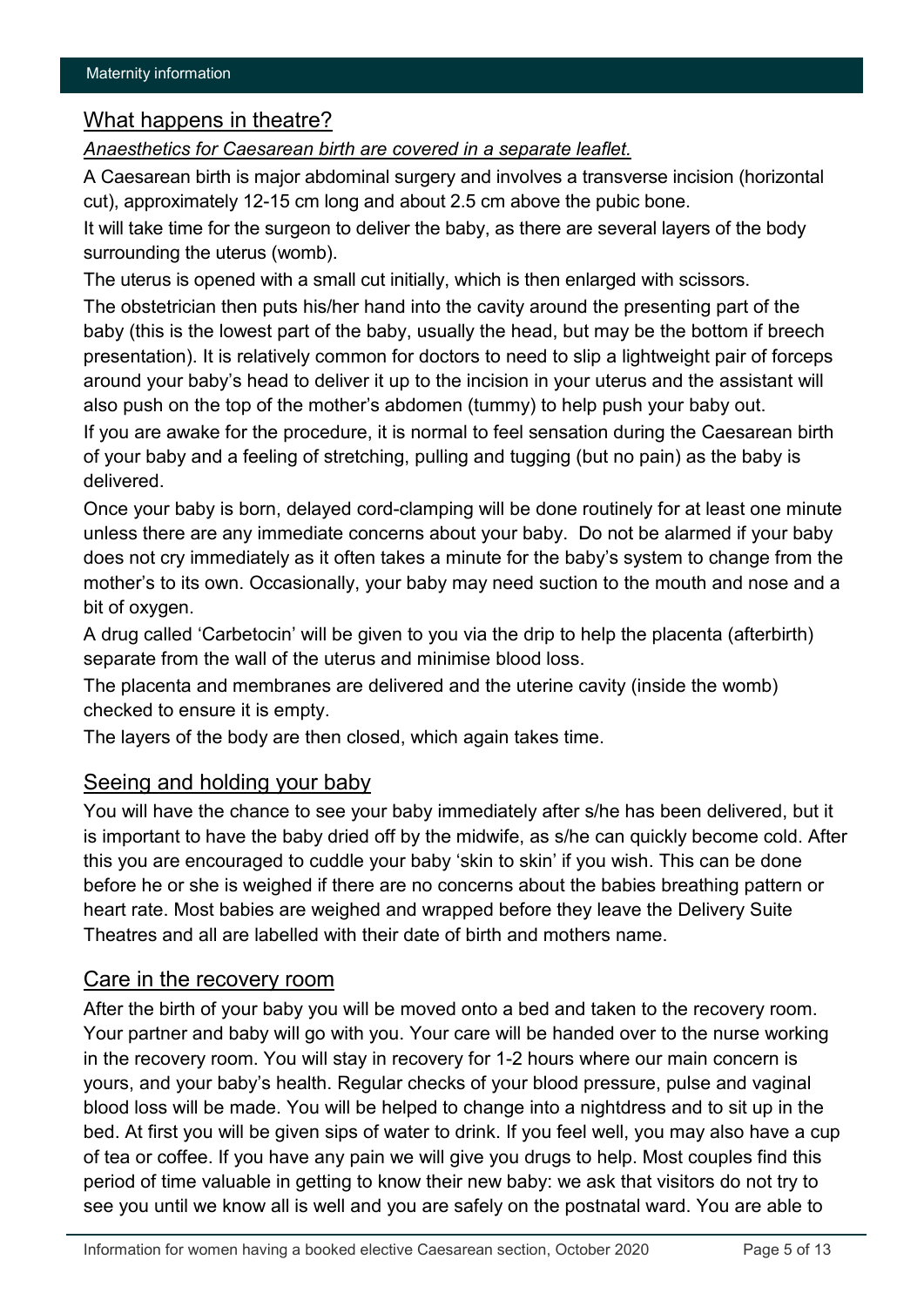## What happens in theatre?

*Anaesthetics for Caesarean birth are covered in a separate leaflet.*

A Caesarean birth is major abdominal surgery and involves a transverse incision (horizontal cut), approximately 12-15 cm long and about 2.5 cm above the pubic bone.

It will take time for the surgeon to deliver the baby, as there are several layers of the body surrounding the uterus (womb).

The uterus is opened with a small cut initially, which is then enlarged with scissors.

The obstetrician then puts his/her hand into the cavity around the presenting part of the baby (this is the lowest part of the baby, usually the head, but may be the bottom if breech presentation). It is relatively common for doctors to need to slip a lightweight pair of forceps around your baby's head to deliver it up to the incision in your uterus and the assistant will also push on the top of the mother's abdomen (tummy) to help push your baby out.

If you are awake for the procedure, it is normal to feel sensation during the Caesarean birth of your baby and a feeling of stretching, pulling and tugging (but no pain) as the baby is delivered.

Once your baby is born, delayed cord-clamping will be done routinely for at least one minute unless there are any immediate concerns about your baby. Do not be alarmed if your baby does not cry immediately as it often takes a minute for the baby's system to change from the mother's to its own. Occasionally, your baby may need suction to the mouth and nose and a bit of oxygen.

A drug called 'Carbetocin' will be given to you via the drip to help the placenta (afterbirth) separate from the wall of the uterus and minimise blood loss.

The placenta and membranes are delivered and the uterine cavity (inside the womb) checked to ensure it is empty.

The layers of the body are then closed, which again takes time.

## Seeing and holding your baby

You will have the chance to see your baby immediately after s/he has been delivered, but it is important to have the baby dried off by the midwife, as s/he can quickly become cold. After this you are encouraged to cuddle your baby 'skin to skin' if you wish. This can be done before he or she is weighed if there are no concerns about the babies breathing pattern or heart rate. Most babies are weighed and wrapped before they leave the Delivery Suite Theatres and all are labelled with their date of birth and mothers name.

## Care in the recovery room

After the birth of your baby you will be moved onto a bed and taken to the recovery room. Your partner and baby will go with you. Your care will be handed over to the nurse working in the recovery room. You will stay in recovery for 1-2 hours where our main concern is yours, and your baby's health. Regular checks of your blood pressure, pulse and vaginal blood loss will be made. You will be helped to change into a nightdress and to sit up in the bed. At first you will be given sips of water to drink. If you feel well, you may also have a cup of tea or coffee. If you have any pain we will give you drugs to help. Most couples find this period of time valuable in getting to know their new baby: we ask that visitors do not try to see you until we know all is well and you are safely on the postnatal ward. You are able to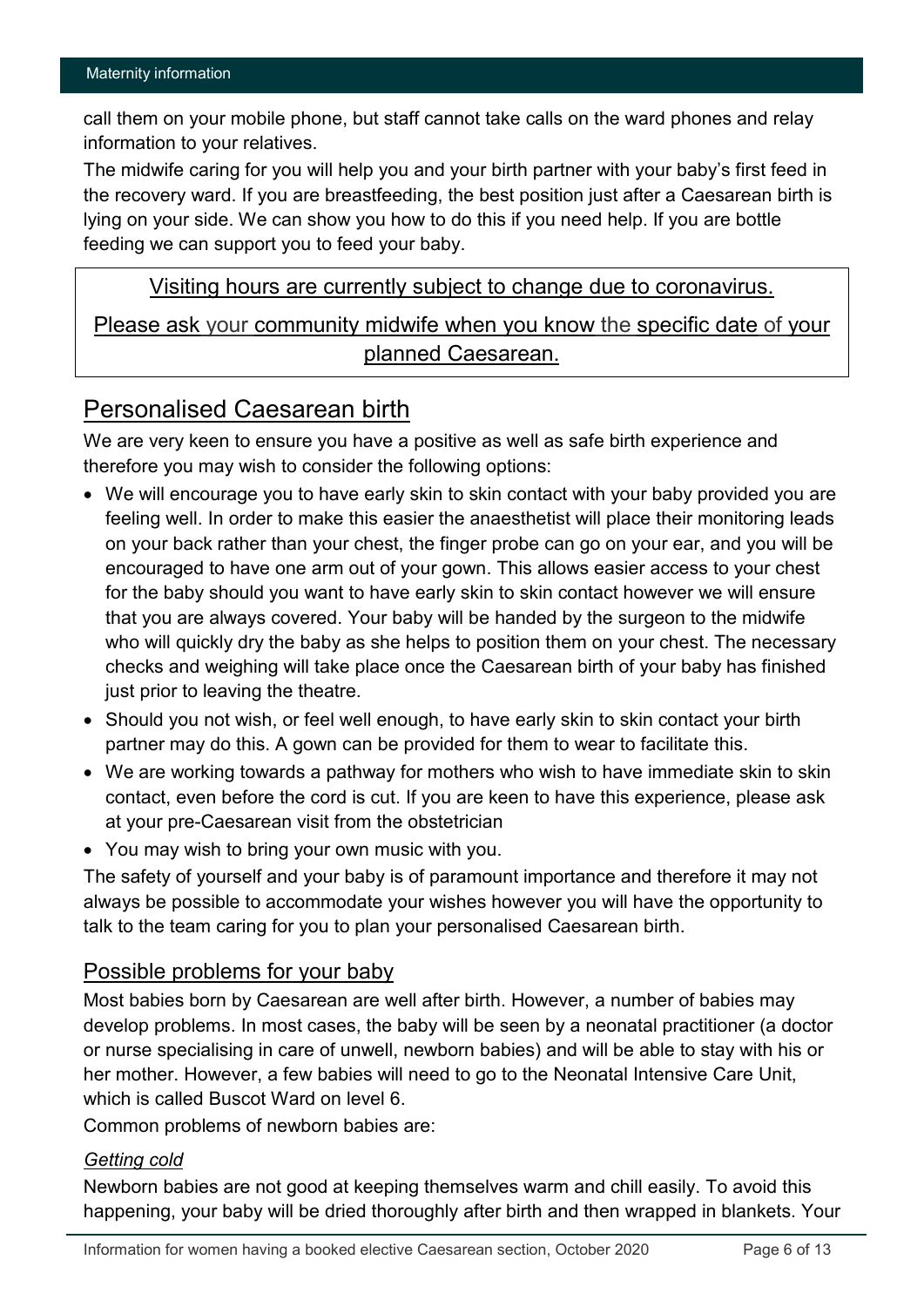call them on your mobile phone, but staff cannot take calls on the ward phones and relay information to your relatives.

The midwife caring for you will help you and your birth partner with your baby's first feed in the recovery ward. If you are breastfeeding, the best position just after a Caesarean birth is lying on your side. We can show you how to do this if you need help. If you are bottle feeding we can support you to feed your baby.

> Visiting hours are currently subject to change due to coronavirus.
>
> Please ask your community midwife when you know the specific date of your planned Caesarean.

## Personalised Caesarean birth

We are very keen to ensure you have a positive as well as safe birth experience and therefore you may wish to consider the following options:

- We will encourage you to have early skin to skin contact with your baby provided you are feeling well. In order to make this easier the anaesthetist will place their monitoring leads on your back rather than your chest, the finger probe can go on your ear, and you will be encouraged to have one arm out of your gown. This allows easier access to your chest for the baby should you want to have early skin to skin contact however we will ensure that you are always covered. Your baby will be handed by the surgeon to the midwife who will quickly dry the baby as she helps to position them on your chest. The necessary checks and weighing will take place once the Caesarean birth of your baby has finished just prior to leaving the theatre.
- Should you not wish, or feel well enough, to have early skin to skin contact your birth partner may do this. A gown can be provided for them to wear to facilitate this.
- We are working towards a pathway for mothers who wish to have immediate skin to skin contact, even before the cord is cut. If you are keen to have this experience, please ask at your pre-Caesarean visit from the obstetrician
- You may wish to bring your own music with you.

The safety of yourself and your baby is of paramount importance and therefore it may not always be possible to accommodate your wishes however you will have the opportunity to talk to the team caring for you to plan your personalised Caesarean birth.

### Possible problems for your baby

Most babies born by Caesarean are well after birth. However, a number of babies may develop problems. In most cases, the baby will be seen by a neonatal practitioner (a doctor or nurse specialising in care of unwell, newborn babies) and will be able to stay with his or her mother. However, a few babies will need to go to the Neonatal Intensive Care Unit, which is called Buscot Ward on level 6.

Common problems of newborn babies are:

*Getting cold*

Newborn babies are not good at keeping themselves warm and chill easily. To avoid this happening, your baby will be dried thoroughly after birth and then wrapped in blankets. Your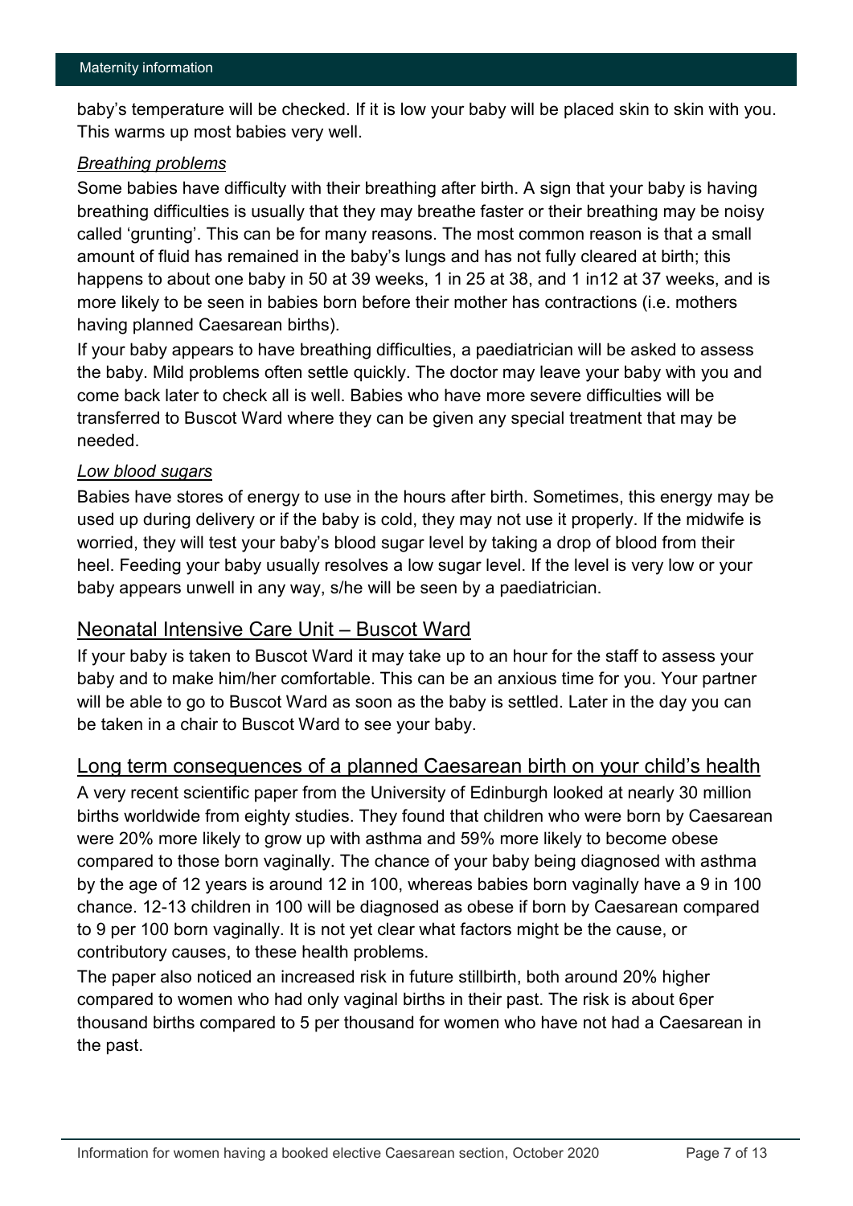baby's temperature will be checked. If it is low your baby will be placed skin to skin with you. This warms up most babies very well.

*Breathing problems*

Some babies have difficulty with their breathing after birth. A sign that your baby is having breathing difficulties is usually that they may breathe faster or their breathing may be noisy called 'grunting'. This can be for many reasons. The most common reason is that a small amount of fluid has remained in the baby's lungs and has not fully cleared at birth; this happens to about one baby in 50 at 39 weeks, 1 in 25 at 38, and 1 in12 at 37 weeks, and is more likely to be seen in babies born before their mother has contractions (i.e. mothers having planned Caesarean births).

If your baby appears to have breathing difficulties, a paediatrician will be asked to assess the baby. Mild problems often settle quickly. The doctor may leave your baby with you and come back later to check all is well. Babies who have more severe difficulties will be transferred to Buscot Ward where they can be given any special treatment that may be needed.

*Low blood sugars*

Babies have stores of energy to use in the hours after birth. Sometimes, this energy may be used up during delivery or if the baby is cold, they may not use it properly. If the midwife is worried, they will test your baby's blood sugar level by taking a drop of blood from their heel. Feeding your baby usually resolves a low sugar level. If the level is very low or your baby appears unwell in any way, s/he will be seen by a paediatrician.

## Neonatal Intensive Care Unit – Buscot Ward

If your baby is taken to Buscot Ward it may take up to an hour for the staff to assess your baby and to make him/her comfortable. This can be an anxious time for you. Your partner will be able to go to Buscot Ward as soon as the baby is settled. Later in the day you can be taken in a chair to Buscot Ward to see your baby.

## Long term consequences of a planned Caesarean birth on your child's health

A very recent scientific paper from the University of Edinburgh looked at nearly 30 million births worldwide from eighty studies. They found that children who were born by Caesarean were 20% more likely to grow up with asthma and 59% more likely to become obese compared to those born vaginally. The chance of your baby being diagnosed with asthma by the age of 12 years is around 12 in 100, whereas babies born vaginally have a 9 in 100 chance. 12-13 children in 100 will be diagnosed as obese if born by Caesarean compared to 9 per 100 born vaginally. It is not yet clear what factors might be the cause, or contributory causes, to these health problems.

The paper also noticed an increased risk in future stillbirth, both around 20% higher compared to women who had only vaginal births in their past. The risk is about 6per thousand births compared to 5 per thousand for women who have not had a Caesarean in the past.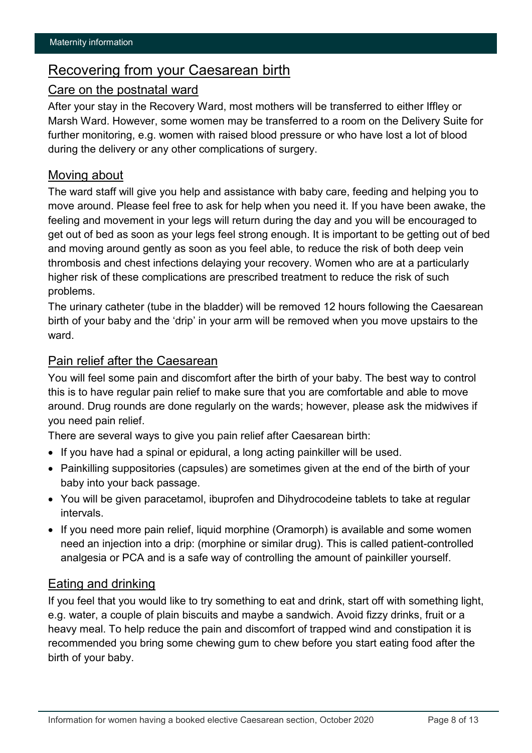# Recovering from your Caesarean birth

## Care on the postnatal ward

After your stay in the Recovery Ward, most mothers will be transferred to either Iffley or Marsh Ward. However, some women may be transferred to a room on the Delivery Suite for further monitoring, e.g. women with raised blood pressure or who have lost a lot of blood during the delivery or any other complications of surgery.

## Moving about

The ward staff will give you help and assistance with baby care, feeding and helping you to move around. Please feel free to ask for help when you need it. If you have been awake, the feeling and movement in your legs will return during the day and you will be encouraged to get out of bed as soon as your legs feel strong enough. It is important to be getting out of bed and moving around gently as soon as you feel able, to reduce the risk of both deep vein thrombosis and chest infections delaying your recovery. Women who are at a particularly higher risk of these complications are prescribed treatment to reduce the risk of such problems.

The urinary catheter (tube in the bladder) will be removed 12 hours following the Caesarean birth of your baby and the 'drip' in your arm will be removed when you move upstairs to the ward.

## Pain relief after the Caesarean

You will feel some pain and discomfort after the birth of your baby. The best way to control this is to have regular pain relief to make sure that you are comfortable and able to move around. Drug rounds are done regularly on the wards; however, please ask the midwives if you need pain relief.

There are several ways to give you pain relief after Caesarean birth:

- If you have had a spinal or epidural, a long acting painkiller will be used.
- Painkilling suppositories (capsules) are sometimes given at the end of the birth of your baby into your back passage.
- You will be given paracetamol, ibuprofen and Dihydrocodeine tablets to take at regular intervals.
- If you need more pain relief, liquid morphine (Oramorph) is available and some women need an injection into a drip: (morphine or similar drug). This is called patient-controlled analgesia or PCA and is a safe way of controlling the amount of painkiller yourself.

## Eating and drinking

If you feel that you would like to try something to eat and drink, start off with something light, e.g. water, a couple of plain biscuits and maybe a sandwich. Avoid fizzy drinks, fruit or a heavy meal. To help reduce the pain and discomfort of trapped wind and constipation it is recommended you bring some chewing gum to chew before you start eating food after the birth of your baby.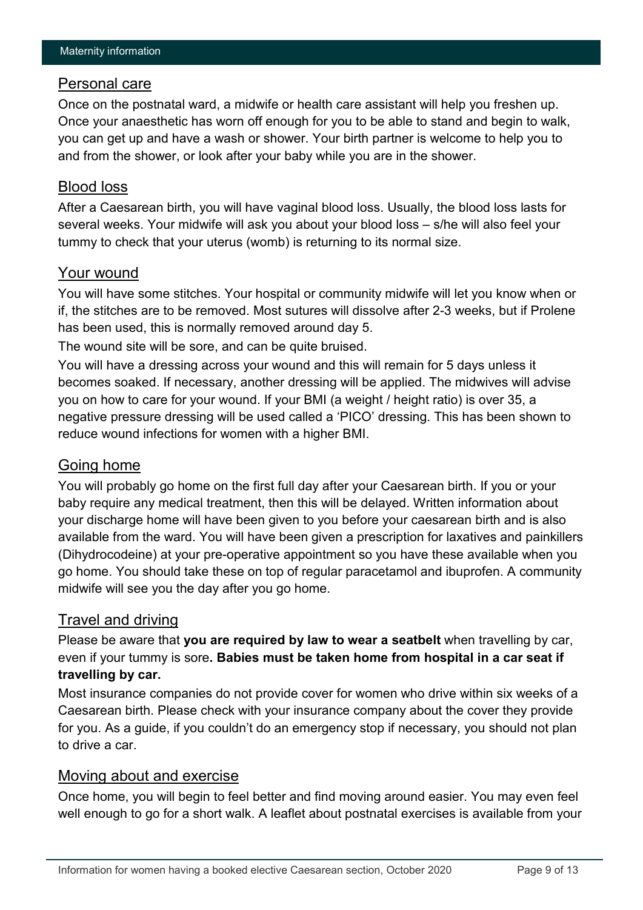## Personal care

Once on the postnatal ward, a midwife or health care assistant will help you freshen up. Once your anaesthetic has worn off enough for you to be able to stand and begin to walk, you can get up and have a wash or shower. Your birth partner is welcome to help you to and from the shower, or look after your baby while you are in the shower.

## Blood loss

After a Caesarean birth, you will have vaginal blood loss. Usually, the blood loss lasts for several weeks. Your midwife will ask you about your blood loss – s/he will also feel your tummy to check that your uterus (womb) is returning to its normal size.

## Your wound

You will have some stitches. Your hospital or community midwife will let you know when or if, the stitches are to be removed. Most sutures will dissolve after 2-3 weeks, but if Prolene has been used, this is normally removed around day 5.

The wound site will be sore, and can be quite bruised.

You will have a dressing across your wound and this will remain for 5 days unless it becomes soaked. If necessary, another dressing will be applied. The midwives will advise you on how to care for your wound. If your BMI (a weight / height ratio) is over 35, a negative pressure dressing will be used called a 'PICO' dressing. This has been shown to reduce wound infections for women with a higher BMI.

## Going home

You will probably go home on the first full day after your Caesarean birth. If you or your baby require any medical treatment, then this will be delayed. Written information about your discharge home will have been given to you before your caesarean birth and is also available from the ward. You will have been given a prescription for laxatives and painkillers (Dihydrocodeine) at your pre-operative appointment so you have these available when you go home. You should take these on top of regular paracetamol and ibuprofen. A community midwife will see you the day after you go home.

## Travel and driving

Please be aware that **you are required by law to wear a seatbelt** when travelling by car, even if your tummy is sore**. Babies must be taken home from hospital in a car seat if travelling by car.**

Most insurance companies do not provide cover for women who drive within six weeks of a Caesarean birth. Please check with your insurance company about the cover they provide for you. As a guide, if you couldn't do an emergency stop if necessary, you should not plan to drive a car.

## Moving about and exercise

Once home, you will begin to feel better and find moving around easier. You may even feel well enough to go for a short walk. A leaflet about postnatal exercises is available from your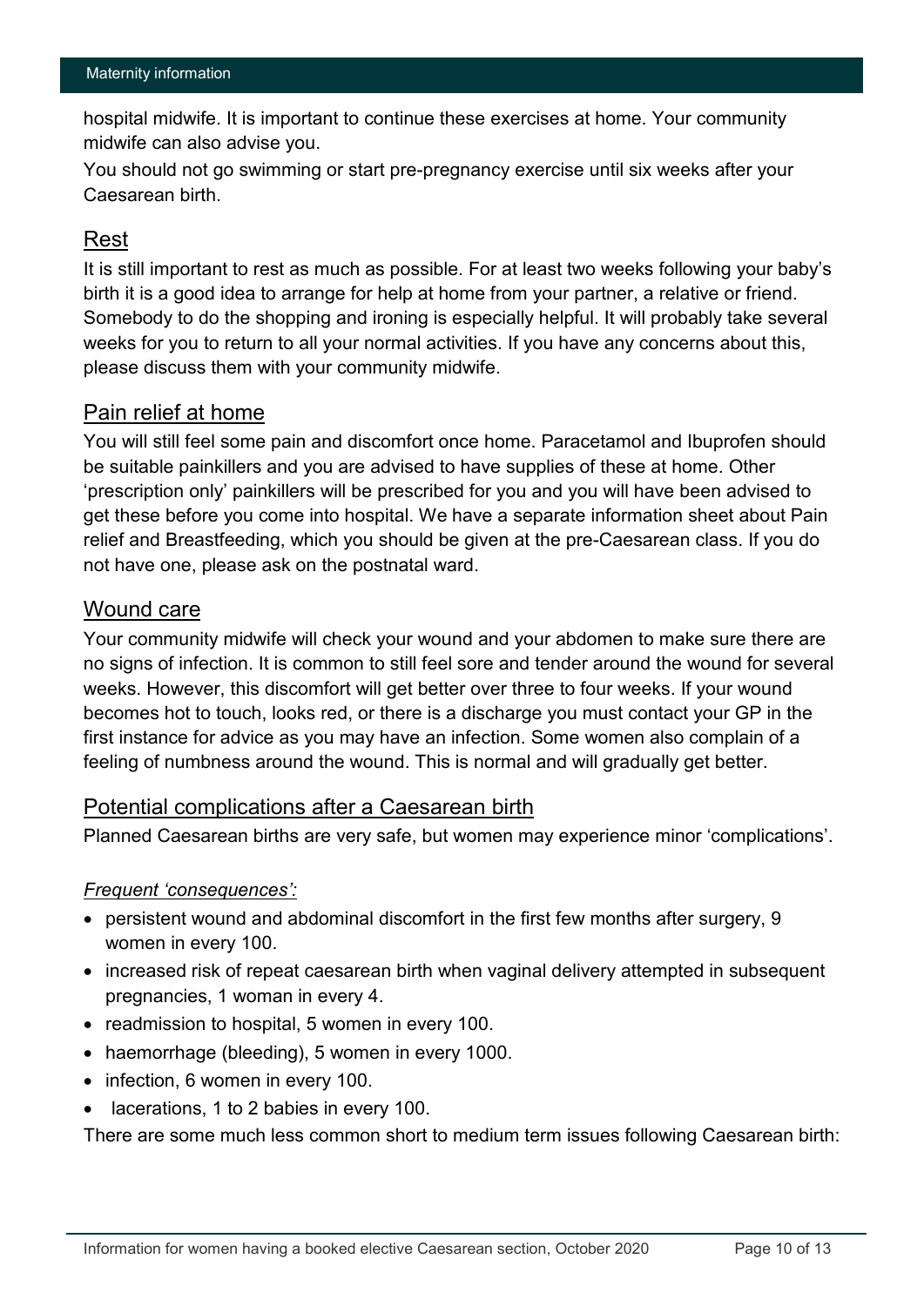hospital midwife. It is important to continue these exercises at home. Your community midwife can also advise you.

You should not go swimming or start pre-pregnancy exercise until six weeks after your Caesarean birth.

## Rest

It is still important to rest as much as possible. For at least two weeks following your baby's birth it is a good idea to arrange for help at home from your partner, a relative or friend. Somebody to do the shopping and ironing is especially helpful. It will probably take several weeks for you to return to all your normal activities. If you have any concerns about this, please discuss them with your community midwife.

## Pain relief at home

You will still feel some pain and discomfort once home. Paracetamol and Ibuprofen should be suitable painkillers and you are advised to have supplies of these at home. Other 'prescription only' painkillers will be prescribed for you and you will have been advised to get these before you come into hospital. We have a separate information sheet about Pain relief and Breastfeeding, which you should be given at the pre-Caesarean class. If you do not have one, please ask on the postnatal ward.

## Wound care

Your community midwife will check your wound and your abdomen to make sure there are no signs of infection. It is common to still feel sore and tender around the wound for several weeks. However, this discomfort will get better over three to four weeks. If your wound becomes hot to touch, looks red, or there is a discharge you must contact your GP in the first instance for advice as you may have an infection. Some women also complain of a feeling of numbness around the wound. This is normal and will gradually get better.

## Potential complications after a Caesarean birth

Planned Caesarean births are very safe, but women may experience minor 'complications'.

*Frequent 'consequences':*

- persistent wound and abdominal discomfort in the first few months after surgery, 9 women in every 100.
- increased risk of repeat caesarean birth when vaginal delivery attempted in subsequent pregnancies, 1 woman in every 4.
- readmission to hospital, 5 women in every 100.
- haemorrhage (bleeding), 5 women in every 1000.
- infection, 6 women in every 100.
- lacerations, 1 to 2 babies in every 100.

There are some much less common short to medium term issues following Caesarean birth: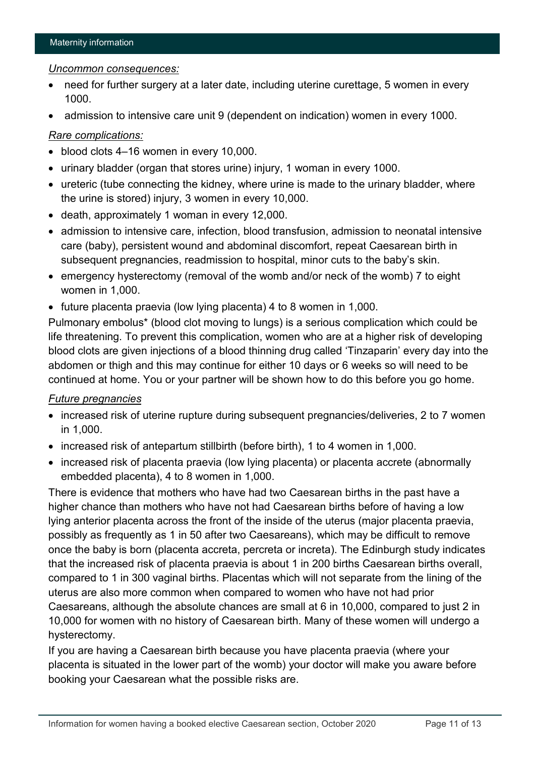*Uncommon consequences:*

- need for further surgery at a later date, including uterine curettage, 5 women in every 1000.
- admission to intensive care unit 9 (dependent on indication) women in every 1000.

*Rare complications:*

- blood clots 4–16 women in every 10,000.
- urinary bladder (organ that stores urine) injury, 1 woman in every 1000.
- ureteric (tube connecting the kidney, where urine is made to the urinary bladder, where the urine is stored) injury, 3 women in every 10,000.
- death, approximately 1 woman in every 12,000.
- admission to intensive care, infection, blood transfusion, admission to neonatal intensive care (baby), persistent wound and abdominal discomfort, repeat Caesarean birth in subsequent pregnancies, readmission to hospital, minor cuts to the baby's skin.
- emergency hysterectomy (removal of the womb and/or neck of the womb) 7 to eight women in 1,000.
- future placenta praevia (low lying placenta) 4 to 8 women in 1,000.

Pulmonary embolus* (blood clot moving to lungs) is a serious complication which could be life threatening. To prevent this complication, women who are at a higher risk of developing blood clots are given injections of a blood thinning drug called 'Tinzaparin' every day into the abdomen or thigh and this may continue for either 10 days or 6 weeks so will need to be continued at home. You or your partner will be shown how to do this before you go home.

*Future pregnancies*

- increased risk of uterine rupture during subsequent pregnancies/deliveries, 2 to 7 women in 1,000.
- increased risk of antepartum stillbirth (before birth), 1 to 4 women in 1,000.
- increased risk of placenta praevia (low lying placenta) or placenta accrete (abnormally embedded placenta), 4 to 8 women in 1,000.

There is evidence that mothers who have had two Caesarean births in the past have a higher chance than mothers who have not had Caesarean births before of having a low lying anterior placenta across the front of the inside of the uterus (major placenta praevia, possibly as frequently as 1 in 50 after two Caesareans), which may be difficult to remove once the baby is born (placenta accreta, percreta or increta). The Edinburgh study indicates that the increased risk of placenta praevia is about 1 in 200 births Caesarean births overall, compared to 1 in 300 vaginal births. Placentas which will not separate from the lining of the uterus are also more common when compared to women who have not had prior Caesareans, although the absolute chances are small at 6 in 10,000, compared to just 2 in 10,000 for women with no history of Caesarean birth. Many of these women will undergo a hysterectomy.

If you are having a Caesarean birth because you have placenta praevia (where your placenta is situated in the lower part of the womb) your doctor will make you aware before booking your Caesarean what the possible risks are.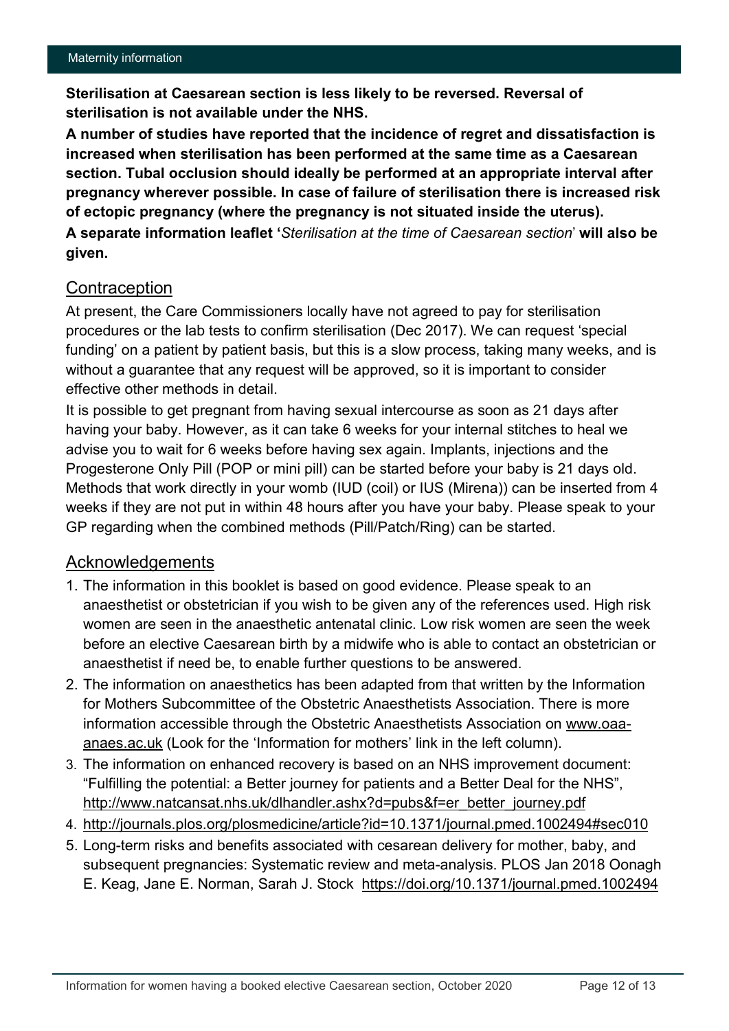**Sterilisation at Caesarean section is less likely to be reversed. Reversal of sterilisation is not available under the NHS.**

**A number of studies have reported that the incidence of regret and dissatisfaction is increased when sterilisation has been performed at the same time as a Caesarean section. Tubal occlusion should ideally be performed at an appropriate interval after pregnancy wherever possible. In case of failure of sterilisation there is increased risk of ectopic pregnancy (where the pregnancy is not situated inside the uterus).**

**A separate information leaflet '***Sterilisation at the time of Caesarean section*' **will also be given.**

## Contraception

At present, the Care Commissioners locally have not agreed to pay for sterilisation procedures or the lab tests to confirm sterilisation (Dec 2017). We can request 'special funding' on a patient by patient basis, but this is a slow process, taking many weeks, and is without a guarantee that any request will be approved, so it is important to consider effective other methods in detail.

It is possible to get pregnant from having sexual intercourse as soon as 21 days after having your baby. However, as it can take 6 weeks for your internal stitches to heal we advise you to wait for 6 weeks before having sex again. Implants, injections and the Progesterone Only Pill (POP or mini pill) can be started before your baby is 21 days old. Methods that work directly in your womb (IUD (coil) or IUS (Mirena)) can be inserted from 4 weeks if they are not put in within 48 hours after you have your baby. Please speak to your GP regarding when the combined methods (Pill/Patch/Ring) can be started.

## Acknowledgements

1. The information in this booklet is based on good evidence. Please speak to an anaesthetist or obstetrician if you wish to be given any of the references used. High risk women are seen in the anaesthetic antenatal clinic. Low risk women are seen the week before an elective Caesarean birth by a midwife who is able to contact an obstetrician or anaesthetist if need be, to enable further questions to be answered.
2. The information on anaesthetics has been adapted from that written by the Information for Mothers Subcommittee of the Obstetric Anaesthetists Association. There is more information accessible through the Obstetric Anaesthetists Association on www.oaa-anaes.ac.uk (Look for the 'Information for mothers' link in the left column).
3. The information on enhanced recovery is based on an NHS improvement document: "Fulfilling the potential: a Better journey for patients and a Better Deal for the NHS", http://www.natcansat.nhs.uk/dlhandler.ashx?d=pubs&f=er_better_journey.pdf
4. http://journals.plos.org/plosmedicine/article?id=10.1371/journal.pmed.1002494#sec010
5. Long-term risks and benefits associated with cesarean delivery for mother, baby, and subsequent pregnancies: Systematic review and meta-analysis. PLOS Jan 2018 Oonagh E. Keag, Jane E. Norman, Sarah J. Stock https://doi.org/10.1371/journal.pmed.1002494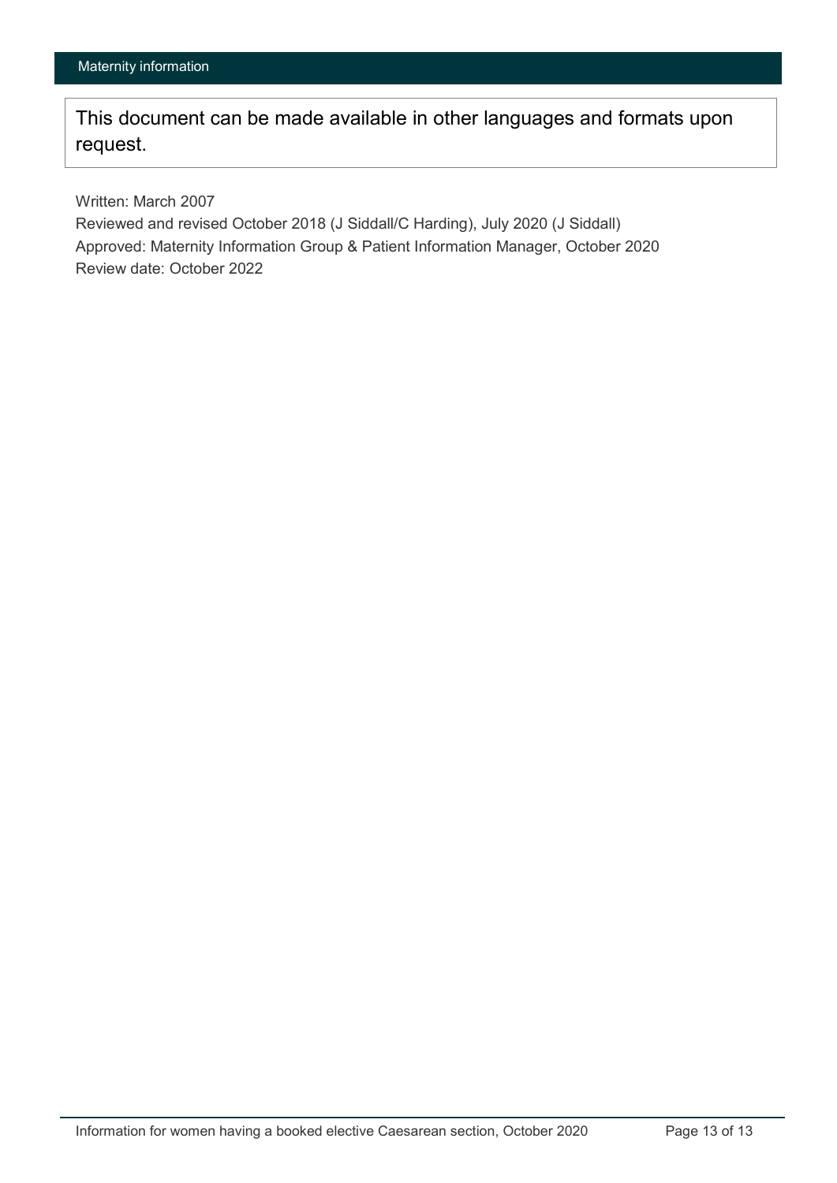This document can be made available in other languages and formats upon request.

Written: March 2007
Reviewed and revised October 2018 (J Siddall/C Harding), July 2020 (J Siddall)
Approved: Maternity Information Group & Patient Information Manager, October 2020
Review date: October 2022